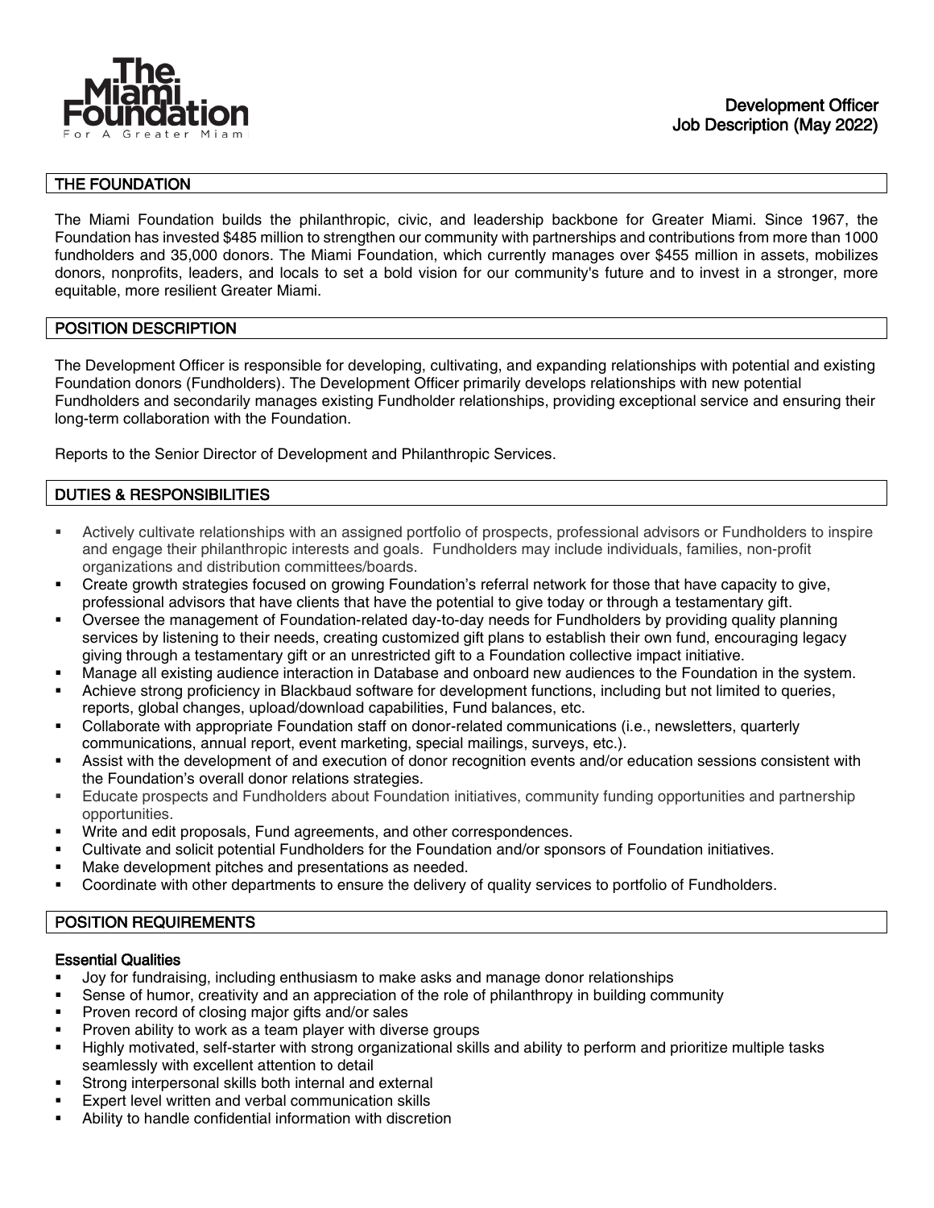**The Miami Foundation**
For A Greater Miami

**Development Officer**
**Job Description (May 2022)**

## THE FOUNDATION

The Miami Foundation builds the philanthropic, civic, and leadership backbone for Greater Miami. Since 1967, the Foundation has invested $485 million to strengthen our community with partnerships and contributions from more than 1000 fundholders and 35,000 donors. The Miami Foundation, which currently manages over $455 million in assets, mobilizes donors, nonprofits, leaders, and locals to set a bold vision for our community's future and to invest in a stronger, more equitable, more resilient Greater Miami.

## POSITION DESCRIPTION

The Development Officer is responsible for developing, cultivating, and expanding relationships with potential and existing Foundation donors (Fundholders). The Development Officer primarily develops relationships with new potential Fundholders and secondarily manages existing Fundholder relationships, providing exceptional service and ensuring their long-term collaboration with the Foundation.

Reports to the Senior Director of Development and Philanthropic Services.

## DUTIES & RESPONSIBILITIES

- Actively cultivate relationships with an assigned portfolio of prospects, professional advisors or Fundholders to inspire and engage their philanthropic interests and goals. Fundholders may include individuals, families, non-profit organizations and distribution committees/boards.
- Create growth strategies focused on growing Foundation's referral network for those that have capacity to give, professional advisors that have clients that have the potential to give today or through a testamentary gift.
- Oversee the management of Foundation-related day-to-day needs for Fundholders by providing quality planning services by listening to their needs, creating customized gift plans to establish their own fund, encouraging legacy giving through a testamentary gift or an unrestricted gift to a Foundation collective impact initiative.
- Manage all existing audience interaction in Database and onboard new audiences to the Foundation in the system.
- Achieve strong proficiency in Blackbaud software for development functions, including but not limited to queries, reports, global changes, upload/download capabilities, Fund balances, etc.
- Collaborate with appropriate Foundation staff on donor-related communications (i.e., newsletters, quarterly communications, annual report, event marketing, special mailings, surveys, etc.).
- Assist with the development of and execution of donor recognition events and/or education sessions consistent with the Foundation's overall donor relations strategies.
- Educate prospects and Fundholders about Foundation initiatives, community funding opportunities and partnership opportunities.
- Write and edit proposals, Fund agreements, and other correspondences.
- Cultivate and solicit potential Fundholders for the Foundation and/or sponsors of Foundation initiatives.
- Make development pitches and presentations as needed.
- Coordinate with other departments to ensure the delivery of quality services to portfolio of Fundholders.

## POSITION REQUIREMENTS

### Essential Qualities

- Joy for fundraising, including enthusiasm to make asks and manage donor relationships
- Sense of humor, creativity and an appreciation of the role of philanthropy in building community
- Proven record of closing major gifts and/or sales
- Proven ability to work as a team player with diverse groups
- Highly motivated, self-starter with strong organizational skills and ability to perform and prioritize multiple tasks seamlessly with excellent attention to detail
- Strong interpersonal skills both internal and external
- Expert level written and verbal communication skills
- Ability to handle confidential information with discretion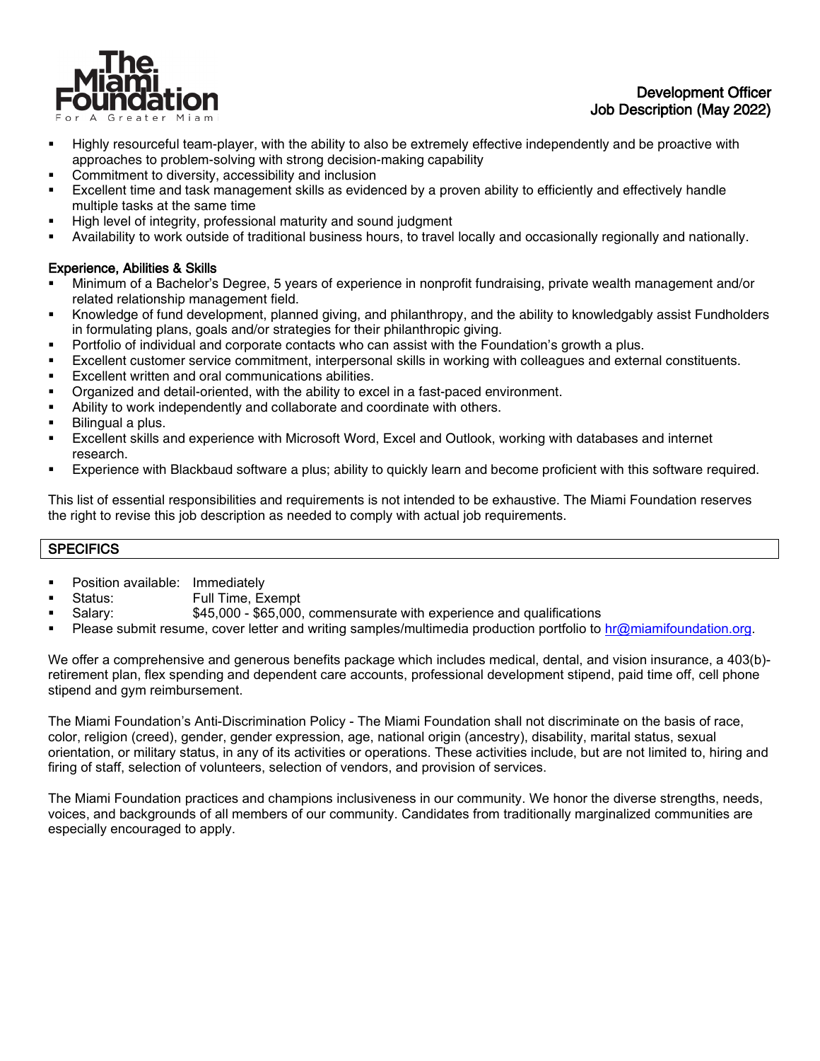- Highly resourceful team-player, with the ability to also be extremely effective independently and be proactive with approaches to problem-solving with strong decision-making capability
- Commitment to diversity, accessibility and inclusion
- Excellent time and task management skills as evidenced by a proven ability to efficiently and effectively handle multiple tasks at the same time
- High level of integrity, professional maturity and sound judgment
- Availability to work outside of traditional business hours, to travel locally and occasionally regionally and nationally.

**Experience, Abilities & Skills**

- Minimum of a Bachelor's Degree, 5 years of experience in nonprofit fundraising, private wealth management and/or related relationship management field.
- Knowledge of fund development, planned giving, and philanthropy, and the ability to knowledgably assist Fundholders in formulating plans, goals and/or strategies for their philanthropic giving.
- Portfolio of individual and corporate contacts who can assist with the Foundation's growth a plus.
- Excellent customer service commitment, interpersonal skills in working with colleagues and external constituents.
- Excellent written and oral communications abilities.
- Organized and detail-oriented, with the ability to excel in a fast-paced environment.
- Ability to work independently and collaborate and coordinate with others.
- Bilingual a plus.
- Excellent skills and experience with Microsoft Word, Excel and Outlook, working with databases and internet research.
- Experience with Blackbaud software a plus; ability to quickly learn and become proficient with this software required.

This list of essential responsibilities and requirements is not intended to be exhaustive. The Miami Foundation reserves the right to revise this job description as needed to comply with actual job requirements.

## SPECIFICS

- Position available: Immediately
- Status: Full Time, Exempt
- Salary: $45,000 - $65,000, commensurate with experience and qualifications
- Please submit resume, cover letter and writing samples/multimedia production portfolio to hr@miamifoundation.org.

We offer a comprehensive and generous benefits package which includes medical, dental, and vision insurance, a 403(b)-retirement plan, flex spending and dependent care accounts, professional development stipend, paid time off, cell phone stipend and gym reimbursement.

The Miami Foundation's Anti-Discrimination Policy - The Miami Foundation shall not discriminate on the basis of race, color, religion (creed), gender, gender expression, age, national origin (ancestry), disability, marital status, sexual orientation, or military status, in any of its activities or operations. These activities include, but are not limited to, hiring and firing of staff, selection of volunteers, selection of vendors, and provision of services.

The Miami Foundation practices and champions inclusiveness in our community. We honor the diverse strengths, needs, voices, and backgrounds of all members of our community. Candidates from traditionally marginalized communities are especially encouraged to apply.